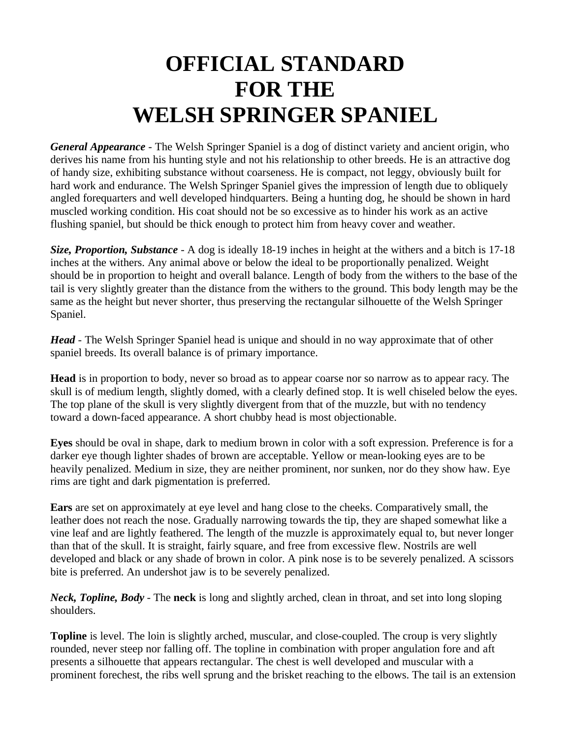# OFFICIAL STANDARD FOR THE WELSH SPRINGER SPANIEL

***General Appearance*** - The Welsh Springer Spaniel is a dog of distinct variety and ancient origin, who derives his name from his hunting style and not his relationship to other breeds. He is an attractive dog of handy size, exhibiting substance without coarseness. He is compact, not leggy, obviously built for hard work and endurance. The Welsh Springer Spaniel gives the impression of length due to obliquely angled forequarters and well developed hindquarters. Being a hunting dog, he should be shown in hard muscled working condition. His coat should not be so excessive as to hinder his work as an active flushing spaniel, but should be thick enough to protect him from heavy cover and weather.

***Size, Proportion, Substance*** - A dog is ideally 18-19 inches in height at the withers and a bitch is 17-18 inches at the withers. Any animal above or below the ideal to be proportionally penalized. Weight should be in proportion to height and overall balance. Length of body from the withers to the base of the tail is very slightly greater than the distance from the withers to the ground. This body length may be the same as the height but never shorter, thus preserving the rectangular silhouette of the Welsh Springer Spaniel.

***Head*** - The Welsh Springer Spaniel head is unique and should in no way approximate that of other spaniel breeds. Its overall balance is of primary importance.

**Head** is in proportion to body, never so broad as to appear coarse nor so narrow as to appear racy. The skull is of medium length, slightly domed, with a clearly defined stop. It is well chiseled below the eyes. The top plane of the skull is very slightly divergent from that of the muzzle, but with no tendency toward a down-faced appearance. A short chubby head is most objectionable.

**Eyes** should be oval in shape, dark to medium brown in color with a soft expression. Preference is for a darker eye though lighter shades of brown are acceptable. Yellow or mean-looking eyes are to be heavily penalized. Medium in size, they are neither prominent, nor sunken, nor do they show haw. Eye rims are tight and dark pigmentation is preferred.

**Ears** are set on approximately at eye level and hang close to the cheeks. Comparatively small, the leather does not reach the nose. Gradually narrowing towards the tip, they are shaped somewhat like a vine leaf and are lightly feathered. The length of the muzzle is approximately equal to, but never longer than that of the skull. It is straight, fairly square, and free from excessive flew. Nostrils are well developed and black or any shade of brown in color. A pink nose is to be severely penalized. A scissors bite is preferred. An undershot jaw is to be severely penalized.

***Neck, Topline, Body*** - The **neck** is long and slightly arched, clean in throat, and set into long sloping shoulders.

**Topline** is level. The loin is slightly arched, muscular, and close-coupled. The croup is very slightly rounded, never steep nor falling off. The topline in combination with proper angulation fore and aft presents a silhouette that appears rectangular. The chest is well developed and muscular with a prominent forechest, the ribs well sprung and the brisket reaching to the elbows. The tail is an extension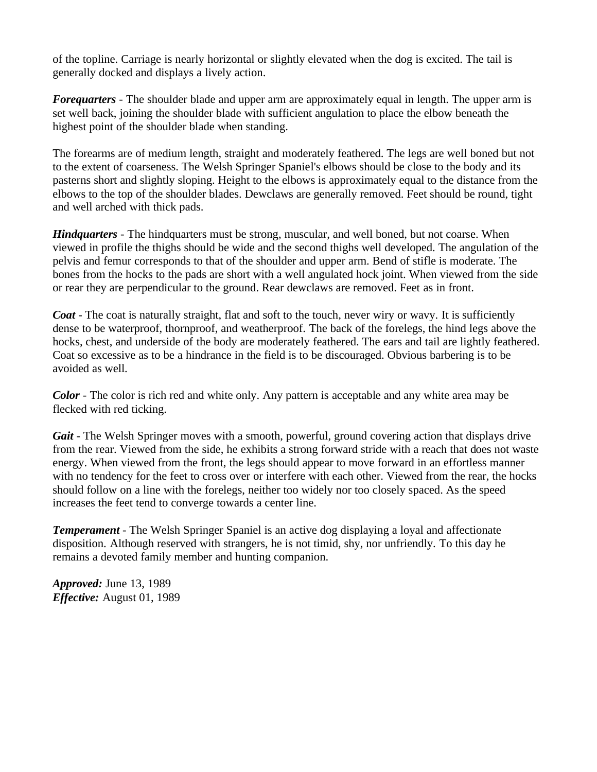of the topline. Carriage is nearly horizontal or slightly elevated when the dog is excited. The tail is generally docked and displays a lively action.

***Forequarters*** - The shoulder blade and upper arm are approximately equal in length. The upper arm is set well back, joining the shoulder blade with sufficient angulation to place the elbow beneath the highest point of the shoulder blade when standing.

The forearms are of medium length, straight and moderately feathered. The legs are well boned but not to the extent of coarseness. The Welsh Springer Spaniel's elbows should be close to the body and its pasterns short and slightly sloping. Height to the elbows is approximately equal to the distance from the elbows to the top of the shoulder blades. Dewclaws are generally removed. Feet should be round, tight and well arched with thick pads.

***Hindquarters*** - The hindquarters must be strong, muscular, and well boned, but not coarse. When viewed in profile the thighs should be wide and the second thighs well developed. The angulation of the pelvis and femur corresponds to that of the shoulder and upper arm. Bend of stifle is moderate. The bones from the hocks to the pads are short with a well angulated hock joint. When viewed from the side or rear they are perpendicular to the ground. Rear dewclaws are removed. Feet as in front.

***Coat*** - The coat is naturally straight, flat and soft to the touch, never wiry or wavy. It is sufficiently dense to be waterproof, thornproof, and weatherproof. The back of the forelegs, the hind legs above the hocks, chest, and underside of the body are moderately feathered. The ears and tail are lightly feathered. Coat so excessive as to be a hindrance in the field is to be discouraged. Obvious barbering is to be avoided as well.

***Color*** - The color is rich red and white only. Any pattern is acceptable and any white area may be flecked with red ticking.

***Gait*** - The Welsh Springer moves with a smooth, powerful, ground covering action that displays drive from the rear. Viewed from the side, he exhibits a strong forward stride with a reach that does not waste energy. When viewed from the front, the legs should appear to move forward in an effortless manner with no tendency for the feet to cross over or interfere with each other. Viewed from the rear, the hocks should follow on a line with the forelegs, neither too widely nor too closely spaced. As the speed increases the feet tend to converge towards a center line.

***Temperament*** - The Welsh Springer Spaniel is an active dog displaying a loyal and affectionate disposition. Although reserved with strangers, he is not timid, shy, nor unfriendly. To this day he remains a devoted family member and hunting companion.

***Approved:*** June 13, 1989
***Effective:*** August 01, 1989